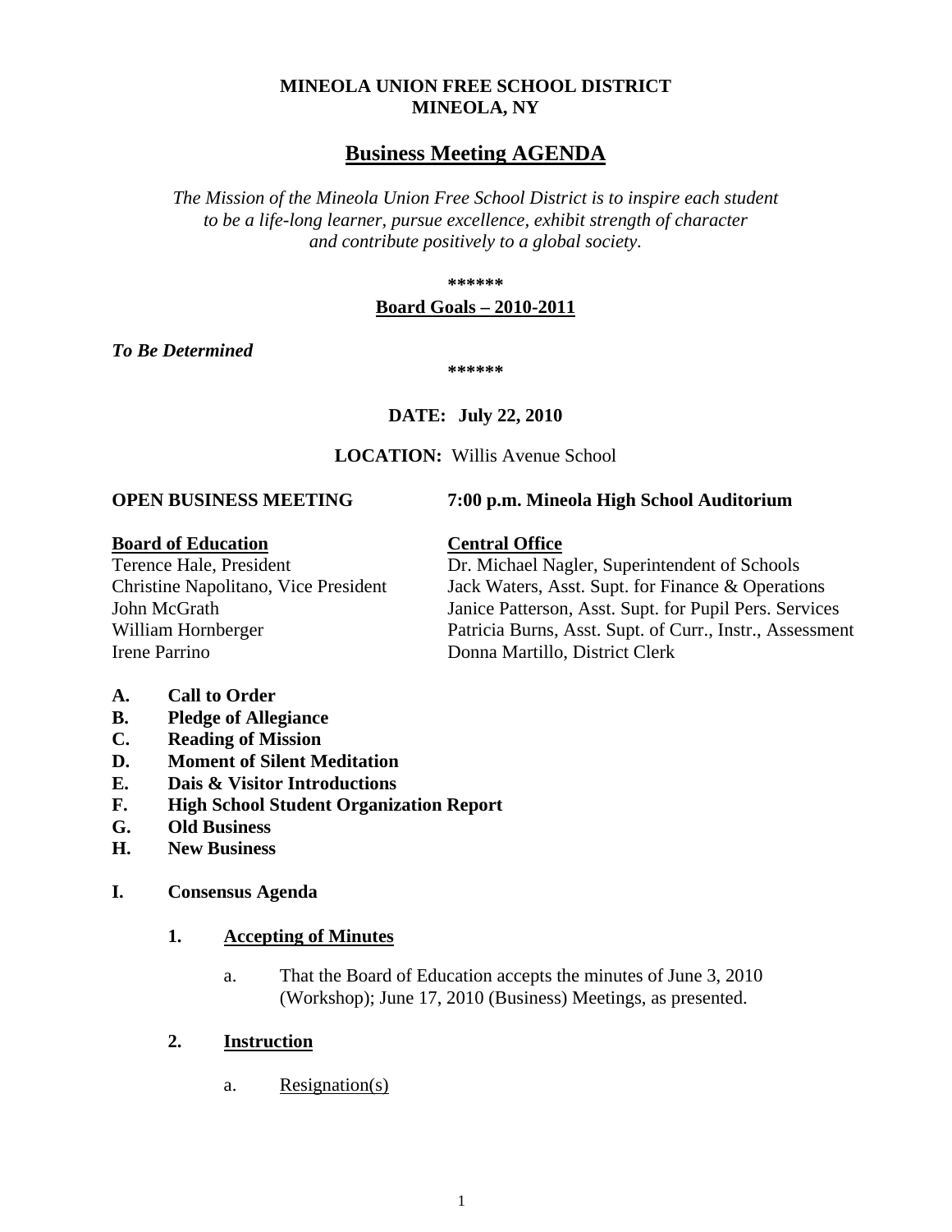**MINEOLA UNION FREE SCHOOL DISTRICT**
**MINEOLA, NY**

# Business Meeting AGENDA

*The Mission of the Mineola Union Free School District is to inspire each student to be a life-long learner, pursue excellence, exhibit strength of character and contribute positively to a global society.*

**\*\*\*\*\*\***

**Board Goals – 2010-2011**

***To Be Determined***

**\*\*\*\*\*\***

**DATE: July 22, 2010**

**LOCATION:** Willis Avenue School

**OPEN BUSINESS MEETING** **7:00 p.m. Mineola High School Auditorium**

| **Board of Education** | **Central Office** |
|---|---|
| Terence Hale, President | Dr. Michael Nagler, Superintendent of Schools |
| Christine Napolitano, Vice President | Jack Waters, Asst. Supt. for Finance & Operations |
| John McGrath | Janice Patterson, Asst. Supt. for Pupil Pers. Services |
| William Hornberger | Patricia Burns, Asst. Supt. of Curr., Instr., Assessment |
| Irene Parrino | Donna Martillo, District Clerk |

**A. Call to Order**
**B. Pledge of Allegiance**
**C. Reading of Mission**
**D. Moment of Silent Meditation**
**E. Dais & Visitor Introductions**
**F. High School Student Organization Report**
**G. Old Business**
**H. New Business**

**I. Consensus Agenda**

**1. Accepting of Minutes**

a. That the Board of Education accepts the minutes of June 3, 2010 (Workshop); June 17, 2010 (Business) Meetings, as presented.

**2. Instruction**

a. Resignation(s)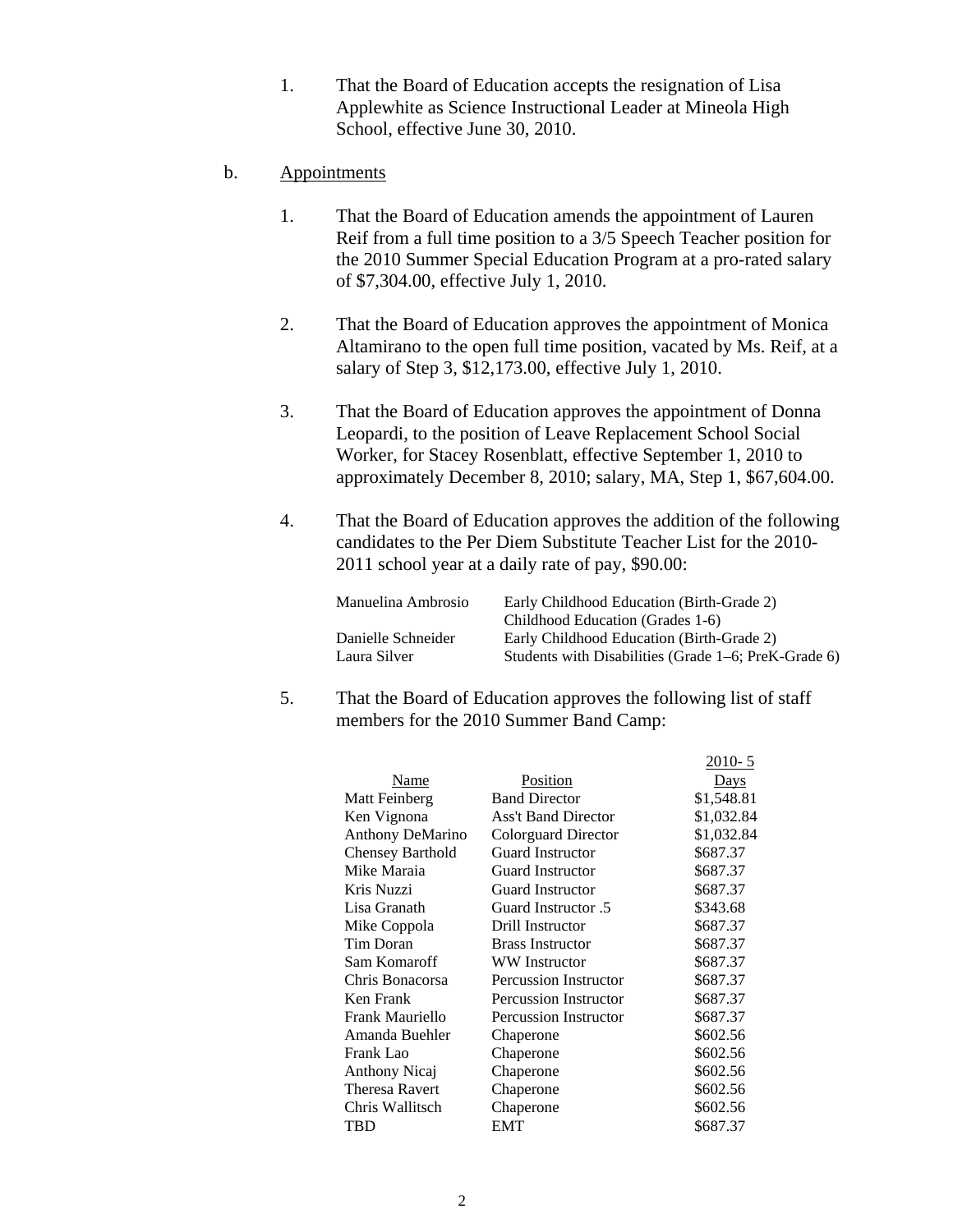1. That the Board of Education accepts the resignation of Lisa Applewhite as Science Instructional Leader at Mineola High School, effective June 30, 2010.

b. Appointments

1. That the Board of Education amends the appointment of Lauren Reif from a full time position to a 3/5 Speech Teacher position for the 2010 Summer Special Education Program at a pro-rated salary of $7,304.00, effective July 1, 2010.

2. That the Board of Education approves the appointment of Monica Altamirano to the open full time position, vacated by Ms. Reif, at a salary of Step 3, $12,173.00, effective July 1, 2010.

3. That the Board of Education approves the appointment of Donna Leopardi, to the position of Leave Replacement School Social Worker, for Stacey Rosenblatt, effective September 1, 2010 to approximately December 8, 2010; salary, MA, Step 1, $67,604.00.

4. That the Board of Education approves the addition of the following candidates to the Per Diem Substitute Teacher List for the 2010-2011 school year at a daily rate of pay, $90.00:

| | |
|---|---|
| Manuelina Ambrosio | Early Childhood Education (Birth-Grade 2) |
| | Childhood Education (Grades 1-6) |
| Danielle Schneider | Early Childhood Education (Birth-Grade 2) |
| Laura Silver | Students with Disabilities (Grade 1–6; PreK-Grade 6) |

5. That the Board of Education approves the following list of staff members for the 2010 Summer Band Camp:

| Name | Position | 2010- 5 Days |
|---|---|---|
| Matt Feinberg | Band Director | $1,548.81 |
| Ken Vignona | Ass't Band Director | $1,032.84 |
| Anthony DeMarino | Colorguard Director | $1,032.84 |
| Chensey Barthold | Guard Instructor | $687.37 |
| Mike Maraia | Guard Instructor | $687.37 |
| Kris Nuzzi | Guard Instructor | $687.37 |
| Lisa Granath | Guard Instructor .5 | $343.68 |
| Mike Coppola | Drill Instructor | $687.37 |
| Tim Doran | Brass Instructor | $687.37 |
| Sam Komaroff | WW Instructor | $687.37 |
| Chris Bonacorsa | Percussion Instructor | $687.37 |
| Ken Frank | Percussion Instructor | $687.37 |
| Frank Mauriello | Percussion Instructor | $687.37 |
| Amanda Buehler | Chaperone | $602.56 |
| Frank Lao | Chaperone | $602.56 |
| Anthony Nicaj | Chaperone | $602.56 |
| Theresa Ravert | Chaperone | $602.56 |
| Chris Wallitsch | Chaperone | $602.56 |
| TBD | EMT | $687.37 |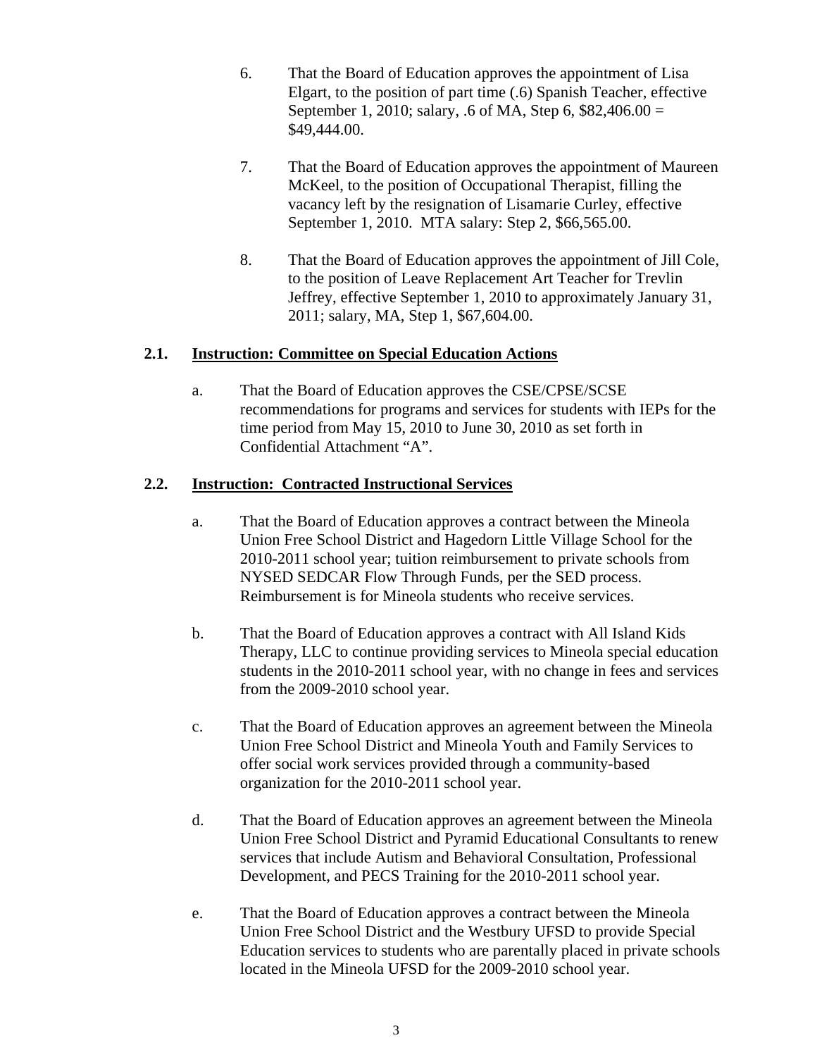6. That the Board of Education approves the appointment of Lisa Elgart, to the position of part time (.6) Spanish Teacher, effective September 1, 2010; salary, .6 of MA, Step 6, $82,406.00 = $49,444.00.

7. That the Board of Education approves the appointment of Maureen McKeel, to the position of Occupational Therapist, filling the vacancy left by the resignation of Lisamarie Curley, effective September 1, 2010. MTA salary: Step 2, $66,565.00.

8. That the Board of Education approves the appointment of Jill Cole, to the position of Leave Replacement Art Teacher for Trevlin Jeffrey, effective September 1, 2010 to approximately January 31, 2011; salary, MA, Step 1, $67,604.00.

**2.1. <u>Instruction: Committee on Special Education Actions</u>**

a. That the Board of Education approves the CSE/CPSE/SCSE recommendations for programs and services for students with IEPs for the time period from May 15, 2010 to June 30, 2010 as set forth in Confidential Attachment "A".

**2.2. <u>Instruction: Contracted Instructional Services</u>**

a. That the Board of Education approves a contract between the Mineola Union Free School District and Hagedorn Little Village School for the 2010-2011 school year; tuition reimbursement to private schools from NYSED SEDCAR Flow Through Funds, per the SED process. Reimbursement is for Mineola students who receive services.

b. That the Board of Education approves a contract with All Island Kids Therapy, LLC to continue providing services to Mineola special education students in the 2010-2011 school year, with no change in fees and services from the 2009-2010 school year.

c. That the Board of Education approves an agreement between the Mineola Union Free School District and Mineola Youth and Family Services to offer social work services provided through a community-based organization for the 2010-2011 school year.

d. That the Board of Education approves an agreement between the Mineola Union Free School District and Pyramid Educational Consultants to renew services that include Autism and Behavioral Consultation, Professional Development, and PECS Training for the 2010-2011 school year.

e. That the Board of Education approves a contract between the Mineola Union Free School District and the Westbury UFSD to provide Special Education services to students who are parentally placed in private schools located in the Mineola UFSD for the 2009-2010 school year.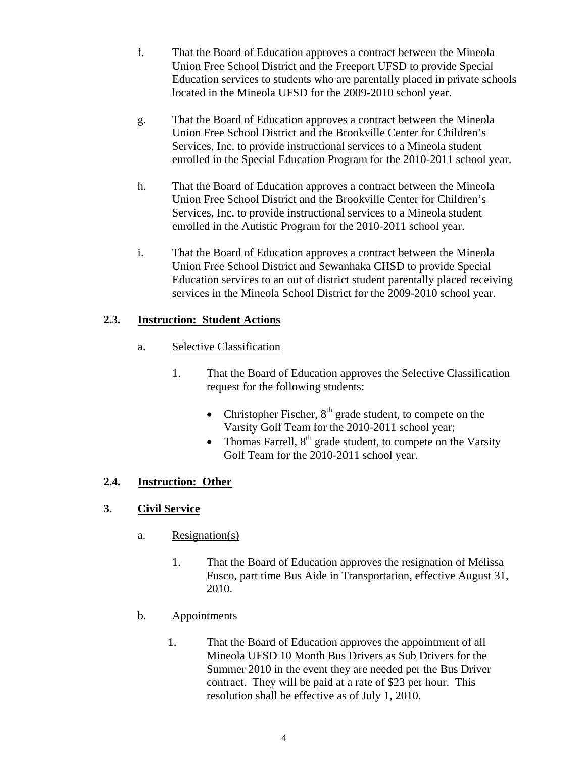f. That the Board of Education approves a contract between the Mineola Union Free School District and the Freeport UFSD to provide Special Education services to students who are parentally placed in private schools located in the Mineola UFSD for the 2009-2010 school year.

g. That the Board of Education approves a contract between the Mineola Union Free School District and the Brookville Center for Children's Services, Inc. to provide instructional services to a Mineola student enrolled in the Special Education Program for the 2010-2011 school year.

h. That the Board of Education approves a contract between the Mineola Union Free School District and the Brookville Center for Children's Services, Inc. to provide instructional services to a Mineola student enrolled in the Autistic Program for the 2010-2011 school year.

i. That the Board of Education approves a contract between the Mineola Union Free School District and Sewanhaka CHSD to provide Special Education services to an out of district student parentally placed receiving services in the Mineola School District for the 2009-2010 school year.

## 2.3. Instruction: Student Actions

a. Selective Classification

1. That the Board of Education approves the Selective Classification request for the following students:

   - Christopher Fischer, 8th grade student, to compete on the Varsity Golf Team for the 2010-2011 school year;
   - Thomas Farrell, 8th grade student, to compete on the Varsity Golf Team for the 2010-2011 school year.

## 2.4. Instruction: Other

# 3. Civil Service

a. Resignation(s)

1. That the Board of Education approves the resignation of Melissa Fusco, part time Bus Aide in Transportation, effective August 31, 2010.

b. Appointments

1. That the Board of Education approves the appointment of all Mineola UFSD 10 Month Bus Drivers as Sub Drivers for the Summer 2010 in the event they are needed per the Bus Driver contract. They will be paid at a rate of $23 per hour. This resolution shall be effective as of July 1, 2010.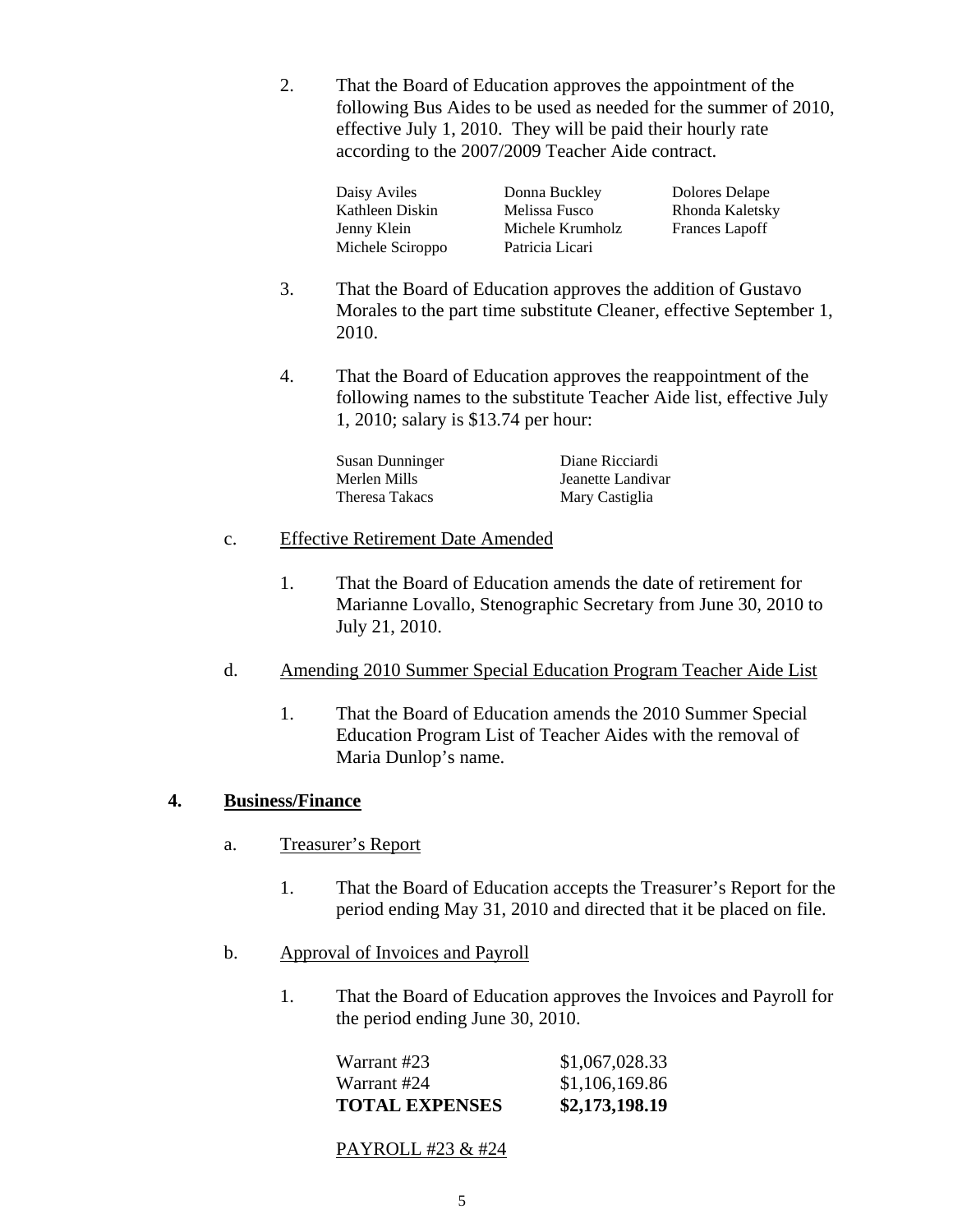2. That the Board of Education approves the appointment of the following Bus Aides to be used as needed for the summer of 2010, effective July 1, 2010. They will be paid their hourly rate according to the 2007/2009 Teacher Aide contract.

| | | |
|---|---|---|
| Daisy Aviles | Donna Buckley | Dolores Delape |
| Kathleen Diskin | Melissa Fusco | Rhonda Kaletsky |
| Jenny Klein | Michele Krumholz | Frances Lapoff |
| Michele Sciroppo | Patricia Licari | |

3. That the Board of Education approves the addition of Gustavo Morales to the part time substitute Cleaner, effective September 1, 2010.

4. That the Board of Education approves the reappointment of the following names to the substitute Teacher Aide list, effective July 1, 2010; salary is $13.74 per hour:

| | |
|---|---|
| Susan Dunninger | Diane Ricciardi |
| Merlen Mills | Jeanette Landivar |
| Theresa Takacs | Mary Castiglia |

c. Effective Retirement Date Amended

1. That the Board of Education amends the date of retirement for Marianne Lovallo, Stenographic Secretary from June 30, 2010 to July 21, 2010.

d. Amending 2010 Summer Special Education Program Teacher Aide List

1. That the Board of Education amends the 2010 Summer Special Education Program List of Teacher Aides with the removal of Maria Dunlop's name.

**4. Business/Finance**

a. Treasurer's Report

1. That the Board of Education accepts the Treasurer's Report for the period ending May 31, 2010 and directed that it be placed on file.

b. Approval of Invoices and Payroll

1. That the Board of Education approves the Invoices and Payroll for the period ending June 30, 2010.

| | |
|---|---|
| Warrant #23 | $1,067,028.33 |
| Warrant #24 | $1,106,169.86 |
| **TOTAL EXPENSES** | **$2,173,198.19** |

PAYROLL #23 & #24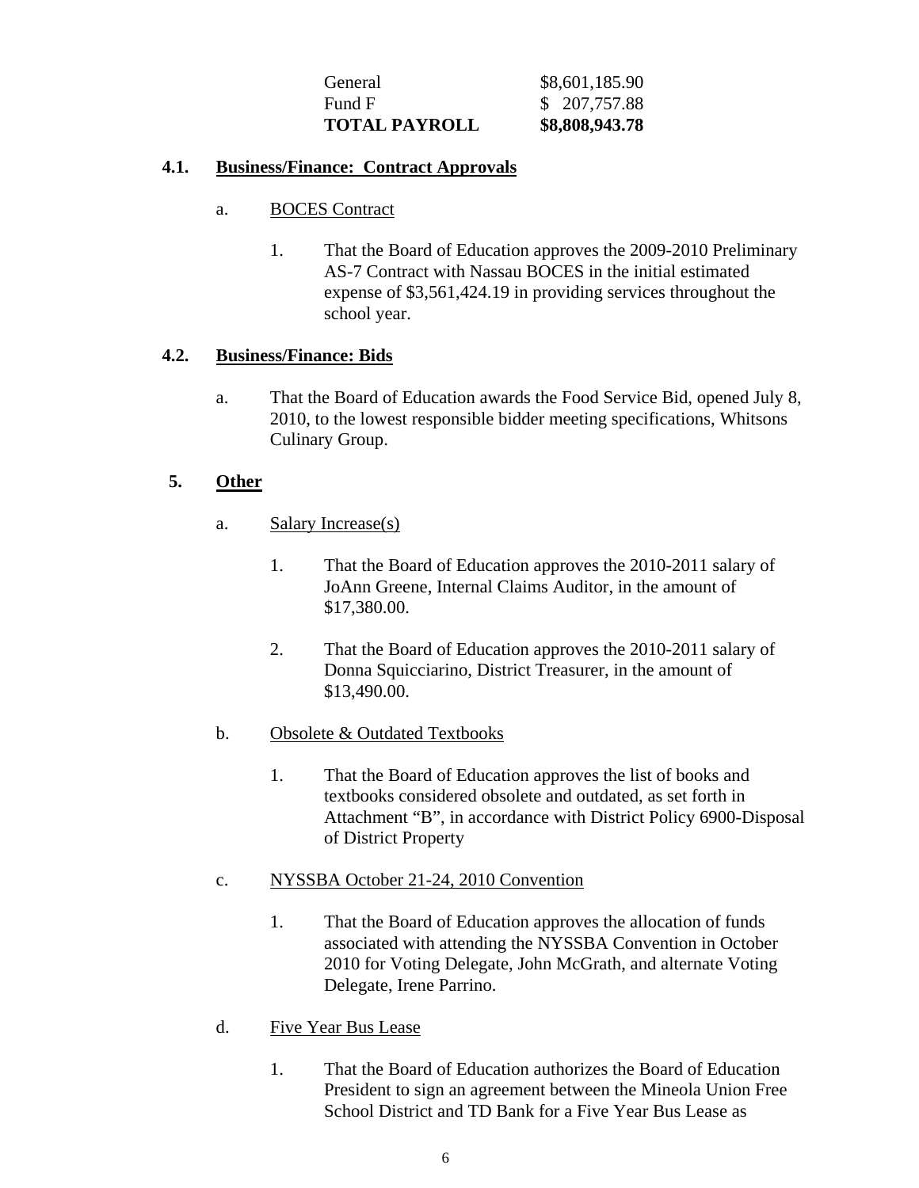| | |
|---|---|
| General | $8,601,185.90 |
| Fund F | $ 207,757.88 |
| **TOTAL PAYROLL** | **$8,808,943.78** |

**4.1. Business/Finance: Contract Approvals**

a. BOCES Contract

1. That the Board of Education approves the 2009-2010 Preliminary AS-7 Contract with Nassau BOCES in the initial estimated expense of $3,561,424.19 in providing services throughout the school year.

**4.2. Business/Finance: Bids**

a. That the Board of Education awards the Food Service Bid, opened July 8, 2010, to the lowest responsible bidder meeting specifications, Whitsons Culinary Group.

**5. Other**

a. Salary Increase(s)

1. That the Board of Education approves the 2010-2011 salary of JoAnn Greene, Internal Claims Auditor, in the amount of $17,380.00.

2. That the Board of Education approves the 2010-2011 salary of Donna Squicciarino, District Treasurer, in the amount of $13,490.00.

b. Obsolete & Outdated Textbooks

1. That the Board of Education approves the list of books and textbooks considered obsolete and outdated, as set forth in Attachment "B", in accordance with District Policy 6900-Disposal of District Property

c. NYSSBA October 21-24, 2010 Convention

1. That the Board of Education approves the allocation of funds associated with attending the NYSSBA Convention in October 2010 for Voting Delegate, John McGrath, and alternate Voting Delegate, Irene Parrino.

d. Five Year Bus Lease

1. That the Board of Education authorizes the Board of Education President to sign an agreement between the Mineola Union Free School District and TD Bank for a Five Year Bus Lease as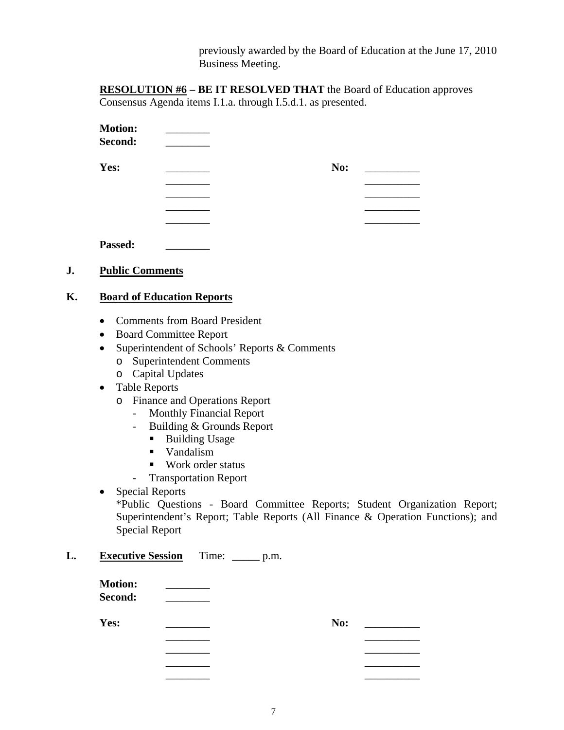previously awarded by the Board of Education at the June 17, 2010 Business Meeting.

**RESOLUTION #6 – BE IT RESOLVED THAT** the Board of Education approves Consensus Agenda items I.1.a. through I.5.d.1. as presented.

**Motion:** ________
**Second:** ________

| **Yes:** | ________ | **No:** | __________ |
|---|---|---|---|
| | ________ | | __________ |
| | ________ | | __________ |
| | ________ | | __________ |
| | ________ | | __________ |

**Passed:** ________

## J. Public Comments

## K. Board of Education Reports

- Comments from Board President
- Board Committee Report
- Superintendent of Schools' Reports & Comments
  - Superintendent Comments
  - Capital Updates
- Table Reports
  - Finance and Operations Report
    - Monthly Financial Report
    - Building & Grounds Report
      - Building Usage
      - Vandalism
      - Work order status
    - Transportation Report
- Special Reports

  *Public Questions - Board Committee Reports; Student Organization Report; Superintendent's Report; Table Reports (All Finance & Operation Functions); and Special Report

## L. Executive Session Time: _____ p.m.

**Motion:** ________
**Second:** ________

| **Yes:** | ________ | **No:** | __________ |
|---|---|---|---|
| | ________ | | __________ |
| | ________ | | __________ |
| | ________ | | __________ |
| | ________ | | __________ |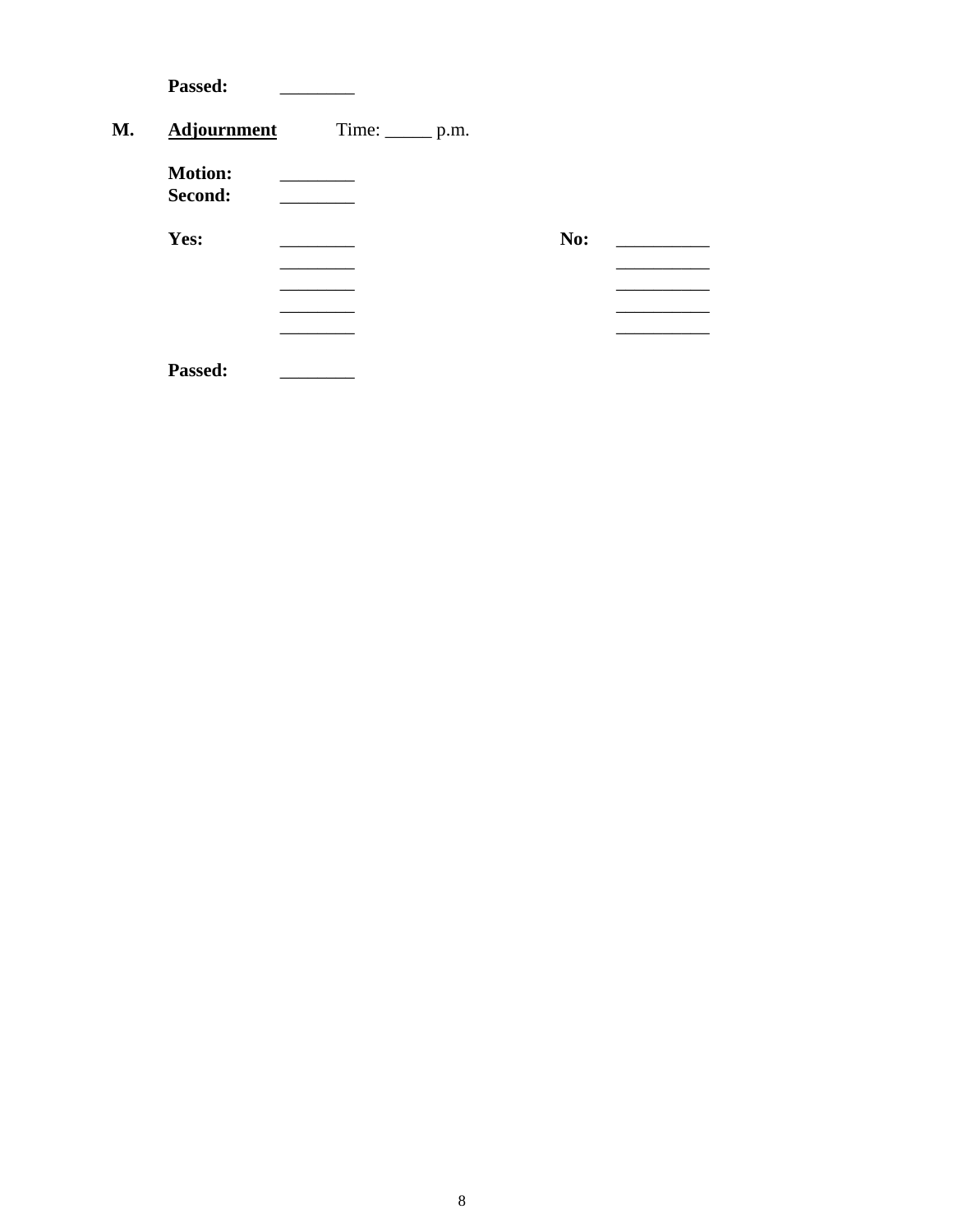**Passed:** ________

**M.** **<u>Adjournment</u>** Time: _____ p.m.

**Motion:** ________
**Second:** ________

| | | | |
|---|---|---|---|
| **Yes:** | ________ | **No:** | __________ |
| | ________ | | __________ |
| | ________ | | __________ |
| | ________ | | __________ |
| | ________ | | __________ |

**Passed:** ________